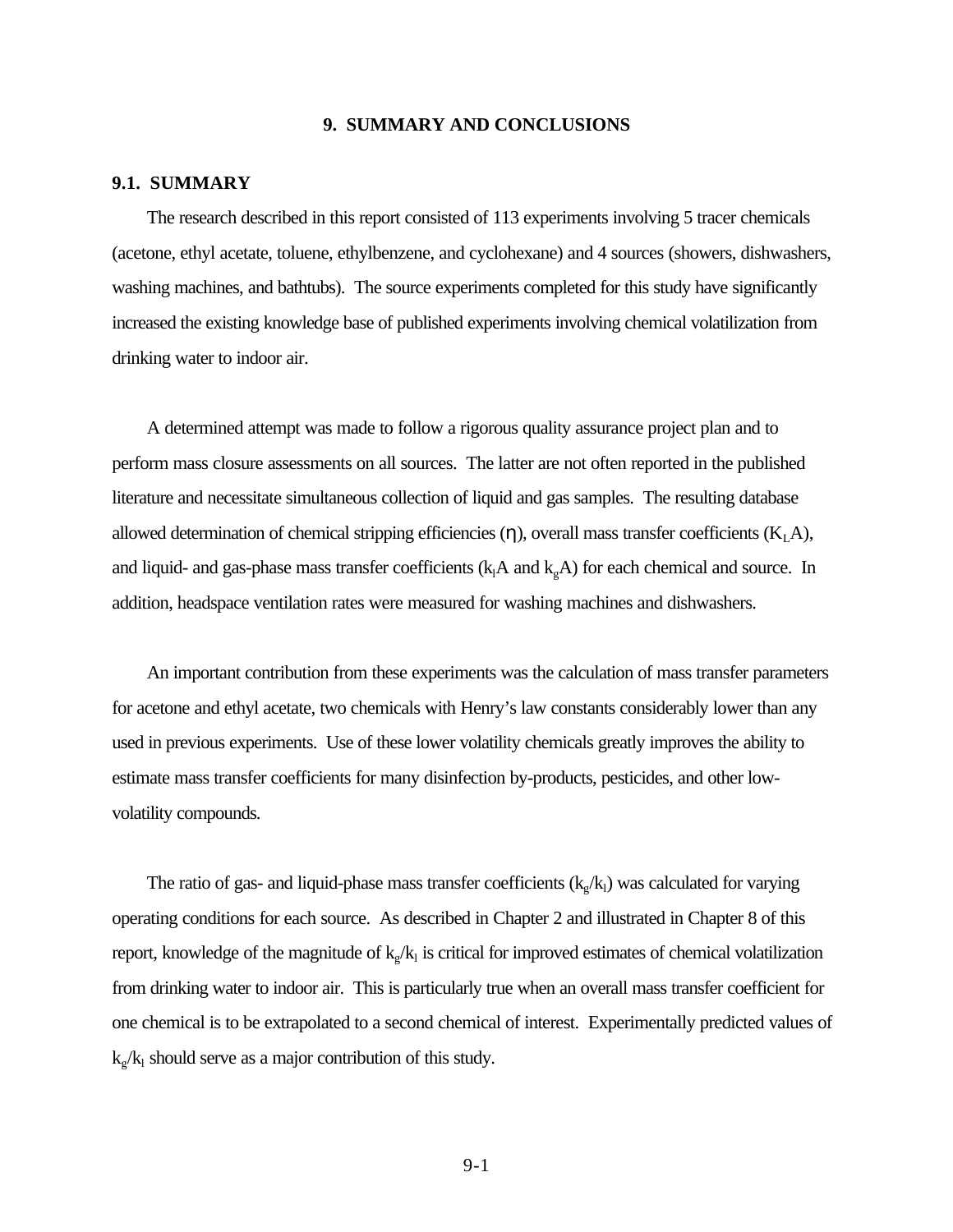# 9. SUMMARY AND CONCLUSIONS

## 9.1. SUMMARY

The research described in this report consisted of 113 experiments involving 5 tracer chemicals (acetone, ethyl acetate, toluene, ethylbenzene, and cyclohexane) and 4 sources (showers, dishwashers, washing machines, and bathtubs). The source experiments completed for this study have significantly increased the existing knowledge base of published experiments involving chemical volatilization from drinking water to indoor air.

A determined attempt was made to follow a rigorous quality assurance project plan and to perform mass closure assessments on all sources. The latter are not often reported in the published literature and necessitate simultaneous collection of liquid and gas samples. The resulting database allowed determination of chemical stripping efficiencies ($\eta$), overall mass transfer coefficients ($K_LA$), and liquid- and gas-phase mass transfer coefficients ($k_lA$ and $k_gA$) for each chemical and source. In addition, headspace ventilation rates were measured for washing machines and dishwashers.

An important contribution from these experiments was the calculation of mass transfer parameters for acetone and ethyl acetate, two chemicals with Henry's law constants considerably lower than any used in previous experiments. Use of these lower volatility chemicals greatly improves the ability to estimate mass transfer coefficients for many disinfection by-products, pesticides, and other low-volatility compounds.

The ratio of gas- and liquid-phase mass transfer coefficients ($k_g/k_l$) was calculated for varying operating conditions for each source. As described in Chapter 2 and illustrated in Chapter 8 of this report, knowledge of the magnitude of $k_g/k_l$ is critical for improved estimates of chemical volatilization from drinking water to indoor air. This is particularly true when an overall mass transfer coefficient for one chemical is to be extrapolated to a second chemical of interest. Experimentally predicted values of $k_g/k_l$ should serve as a major contribution of this study.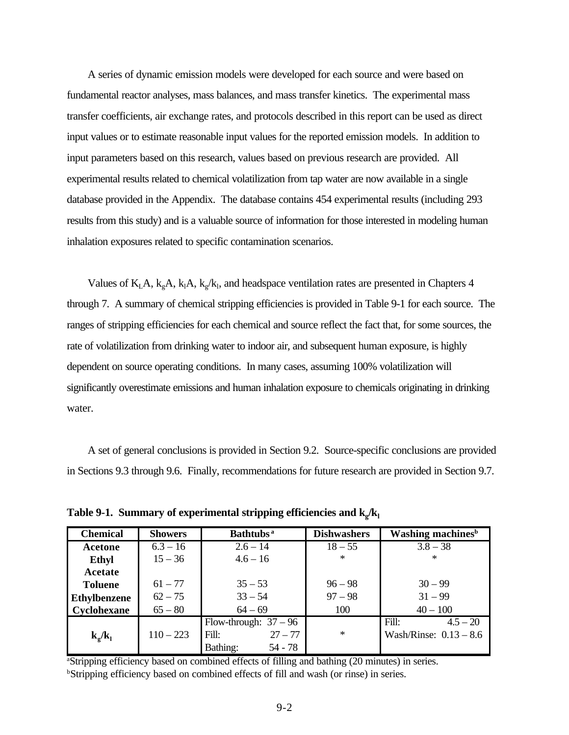A series of dynamic emission models were developed for each source and were based on fundamental reactor analyses, mass balances, and mass transfer kinetics. The experimental mass transfer coefficients, air exchange rates, and protocols described in this report can be used as direct input values or to estimate reasonable input values for the reported emission models. In addition to input parameters based on this research, values based on previous research are provided. All experimental results related to chemical volatilization from tap water are now available in a single database provided in the Appendix. The database contains 454 experimental results (including 293 results from this study) and is a valuable source of information for those interested in modeling human inhalation exposures related to specific contamination scenarios.

Values of $K_LA$, $k_gA$, $k_lA$, $k_g/k_l$, and headspace ventilation rates are presented in Chapters 4 through 7. A summary of chemical stripping efficiencies is provided in Table 9-1 for each source. The ranges of stripping efficiencies for each chemical and source reflect the fact that, for some sources, the rate of volatilization from drinking water to indoor air, and subsequent human exposure, is highly dependent on source operating conditions. In many cases, assuming 100% volatilization will significantly overestimate emissions and human inhalation exposure to chemicals originating in drinking water.

A set of general conclusions is provided in Section 9.2. Source-specific conclusions are provided in Sections 9.3 through 9.6. Finally, recommendations for future research are provided in Section 9.7.

**Table 9-1. Summary of experimental stripping efficiencies and $k_g/k_l$**

| Chemical | Showers | Bathtubs [a] | Dishwashers | Washing machines[b] |
|---|---|---|---|---|
| **Acetone** | 6.3 – 16 | 2.6 – 14 | 18 – 55 | 3.8 – 38 |
| **Ethyl Acetate** | 15 – 36 | 4.6 – 16 | * | * |
| **Toluene** | 61 – 77 | 35 – 53 | 96 – 98 | 30 – 99 |
| **Ethylbenzene** | 62 – 75 | 33 – 54 | 97 – 98 | 31 – 99 |
| **Cyclohexane** | 65 – 80 | 64 – 69 | 100 | 40 – 100 |
| **$k_g/k_l$** | 110 – 223 | Flow-through: 37 – 96<br>Fill: 27 – 77<br>Bathing: 54 - 78 | * | Fill: 4.5 – 20<br>Wash/Rinse: 0.13 – 8.6 |

[a]Stripping efficiency based on combined effects of filling and bathing (20 minutes) in series.
[b]Stripping efficiency based on combined effects of fill and wash (or rinse) in series.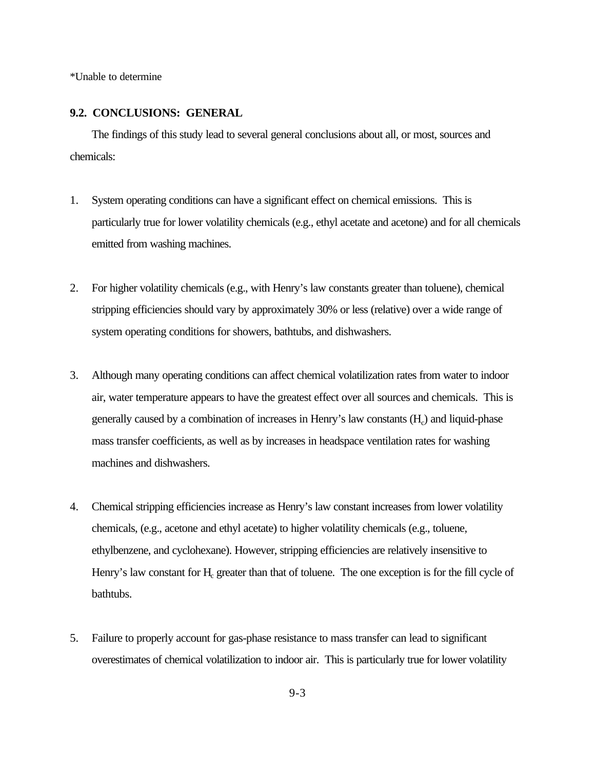*Unable to determine

## 9.2. CONCLUSIONS: GENERAL

The findings of this study lead to several general conclusions about all, or most, sources and chemicals:

1. System operating conditions can have a significant effect on chemical emissions. This is particularly true for lower volatility chemicals (e.g., ethyl acetate and acetone) and for all chemicals emitted from washing machines.

2. For higher volatility chemicals (e.g., with Henry's law constants greater than toluene), chemical stripping efficiencies should vary by approximately 30% or less (relative) over a wide range of system operating conditions for showers, bathtubs, and dishwashers.

3. Although many operating conditions can affect chemical volatilization rates from water to indoor air, water temperature appears to have the greatest effect over all sources and chemicals. This is generally caused by a combination of increases in Henry's law constants ($H_c$) and liquid-phase mass transfer coefficients, as well as by increases in headspace ventilation rates for washing machines and dishwashers.

4. Chemical stripping efficiencies increase as Henry's law constant increases from lower volatility chemicals, (e.g., acetone and ethyl acetate) to higher volatility chemicals (e.g., toluene, ethylbenzene, and cyclohexane). However, stripping efficiencies are relatively insensitive to Henry's law constant for $H_c$ greater than that of toluene. The one exception is for the fill cycle of bathtubs.

5. Failure to properly account for gas-phase resistance to mass transfer can lead to significant overestimates of chemical volatilization to indoor air. This is particularly true for lower volatility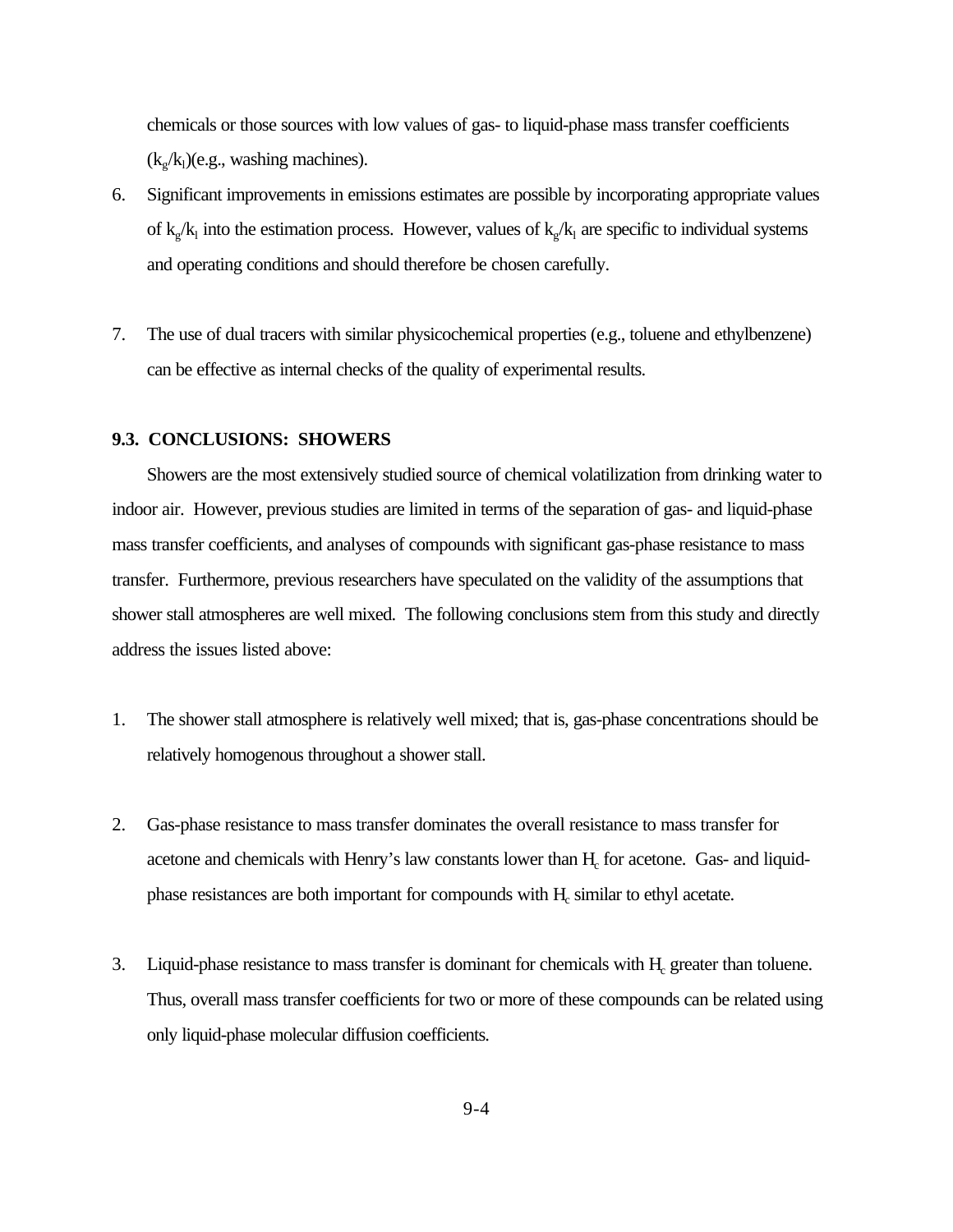chemicals or those sources with low values of gas- to liquid-phase mass transfer coefficients ($k_g/k_l$)(e.g., washing machines).

6. Significant improvements in emissions estimates are possible by incorporating appropriate values of $k_g/k_l$ into the estimation process. However, values of $k_g/k_l$ are specific to individual systems and operating conditions and should therefore be chosen carefully.

7. The use of dual tracers with similar physicochemical properties (e.g., toluene and ethylbenzene) can be effective as internal checks of the quality of experimental results.

### 9.3. CONCLUSIONS: SHOWERS

Showers are the most extensively studied source of chemical volatilization from drinking water to indoor air. However, previous studies are limited in terms of the separation of gas- and liquid-phase mass transfer coefficients, and analyses of compounds with significant gas-phase resistance to mass transfer. Furthermore, previous researchers have speculated on the validity of the assumptions that shower stall atmospheres are well mixed. The following conclusions stem from this study and directly address the issues listed above:

1. The shower stall atmosphere is relatively well mixed; that is, gas-phase concentrations should be relatively homogenous throughout a shower stall.

2. Gas-phase resistance to mass transfer dominates the overall resistance to mass transfer for acetone and chemicals with Henry's law constants lower than $H_c$ for acetone. Gas- and liquid-phase resistances are both important for compounds with $H_c$ similar to ethyl acetate.

3. Liquid-phase resistance to mass transfer is dominant for chemicals with $H_c$ greater than toluene. Thus, overall mass transfer coefficients for two or more of these compounds can be related using only liquid-phase molecular diffusion coefficients.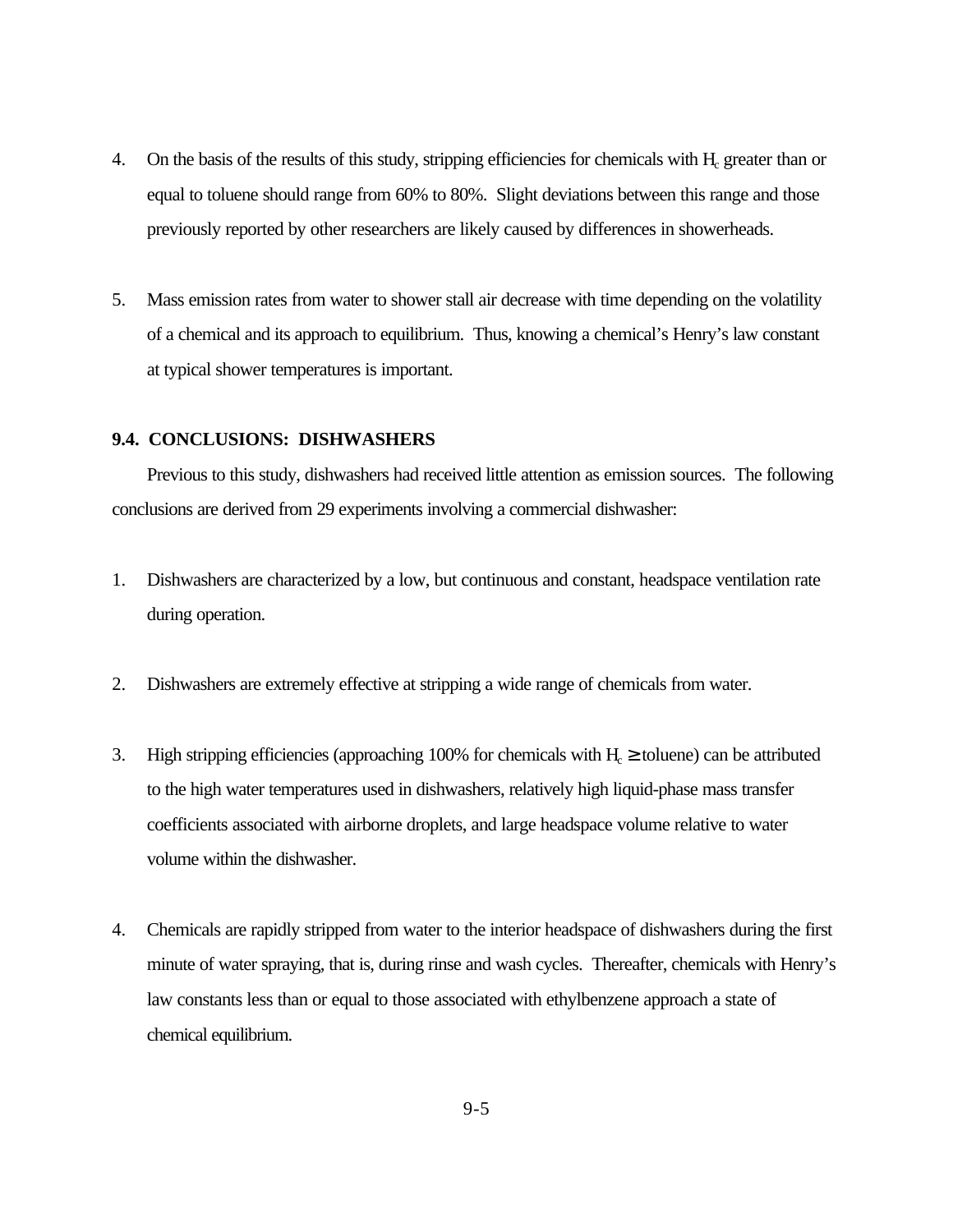4. On the basis of the results of this study, stripping efficiencies for chemicals with $H_c$ greater than or equal to toluene should range from 60% to 80%. Slight deviations between this range and those previously reported by other researchers are likely caused by differences in showerheads.

5. Mass emission rates from water to shower stall air decrease with time depending on the volatility of a chemical and its approach to equilibrium. Thus, knowing a chemical's Henry's law constant at typical shower temperatures is important.

### 9.4. CONCLUSIONS: DISHWASHERS

Previous to this study, dishwashers had received little attention as emission sources. The following conclusions are derived from 29 experiments involving a commercial dishwasher:

1. Dishwashers are characterized by a low, but continuous and constant, headspace ventilation rate during operation.

2. Dishwashers are extremely effective at stripping a wide range of chemicals from water.

3. High stripping efficiencies (approaching 100% for chemicals with $H_c \geq$ toluene) can be attributed to the high water temperatures used in dishwashers, relatively high liquid-phase mass transfer coefficients associated with airborne droplets, and large headspace volume relative to water volume within the dishwasher.

4. Chemicals are rapidly stripped from water to the interior headspace of dishwashers during the first minute of water spraying, that is, during rinse and wash cycles. Thereafter, chemicals with Henry's law constants less than or equal to those associated with ethylbenzene approach a state of chemical equilibrium.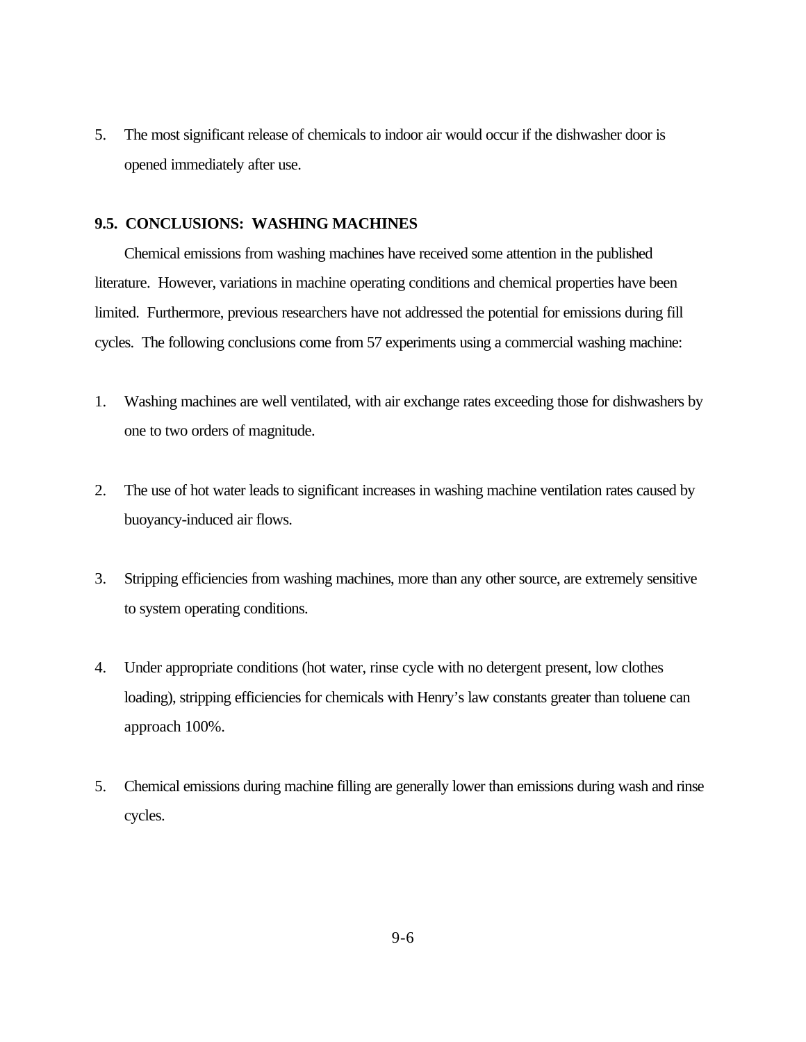5. The most significant release of chemicals to indoor air would occur if the dishwasher door is opened immediately after use.

### 9.5. CONCLUSIONS: WASHING MACHINES

Chemical emissions from washing machines have received some attention in the published literature. However, variations in machine operating conditions and chemical properties have been limited. Furthermore, previous researchers have not addressed the potential for emissions during fill cycles. The following conclusions come from 57 experiments using a commercial washing machine:

1. Washing machines are well ventilated, with air exchange rates exceeding those for dishwashers by one to two orders of magnitude.

2. The use of hot water leads to significant increases in washing machine ventilation rates caused by buoyancy-induced air flows.

3. Stripping efficiencies from washing machines, more than any other source, are extremely sensitive to system operating conditions.

4. Under appropriate conditions (hot water, rinse cycle with no detergent present, low clothes loading), stripping efficiencies for chemicals with Henry's law constants greater than toluene can approach 100%.

5. Chemical emissions during machine filling are generally lower than emissions during wash and rinse cycles.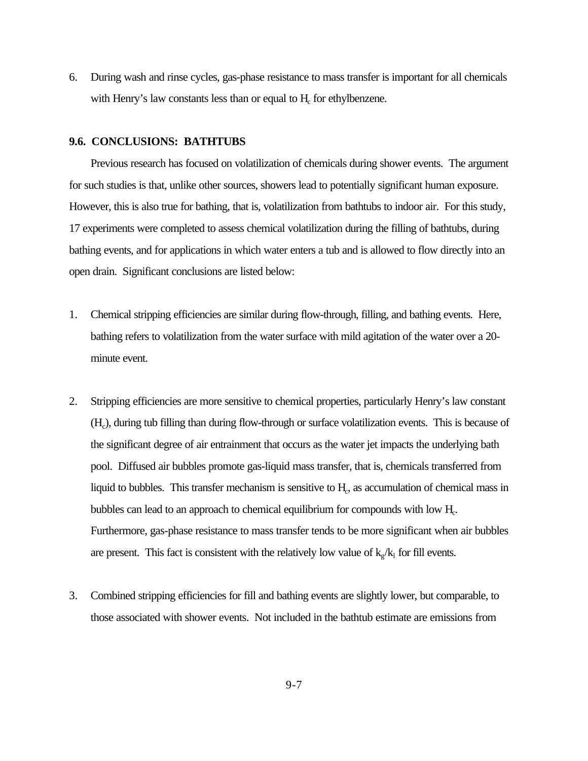6. During wash and rinse cycles, gas-phase resistance to mass transfer is important for all chemicals with Henry's law constants less than or equal to $H_c$ for ethylbenzene.

### 9.6. CONCLUSIONS: BATHTUBS

Previous research has focused on volatilization of chemicals during shower events. The argument for such studies is that, unlike other sources, showers lead to potentially significant human exposure. However, this is also true for bathing, that is, volatilization from bathtubs to indoor air. For this study, 17 experiments were completed to assess chemical volatilization during the filling of bathtubs, during bathing events, and for applications in which water enters a tub and is allowed to flow directly into an open drain. Significant conclusions are listed below:

1. Chemical stripping efficiencies are similar during flow-through, filling, and bathing events. Here, bathing refers to volatilization from the water surface with mild agitation of the water over a 20-minute event.

2. Stripping efficiencies are more sensitive to chemical properties, particularly Henry's law constant ($H_c$), during tub filling than during flow-through or surface volatilization events. This is because of the significant degree of air entrainment that occurs as the water jet impacts the underlying bath pool. Diffused air bubbles promote gas-liquid mass transfer, that is, chemicals transferred from liquid to bubbles. This transfer mechanism is sensitive to $H_c$, as accumulation of chemical mass in bubbles can lead to an approach to chemical equilibrium for compounds with low $H_c$. Furthermore, gas-phase resistance to mass transfer tends to be more significant when air bubbles are present. This fact is consistent with the relatively low value of $k_g/k_l$ for fill events.

3. Combined stripping efficiencies for fill and bathing events are slightly lower, but comparable, to those associated with shower events. Not included in the bathtub estimate are emissions from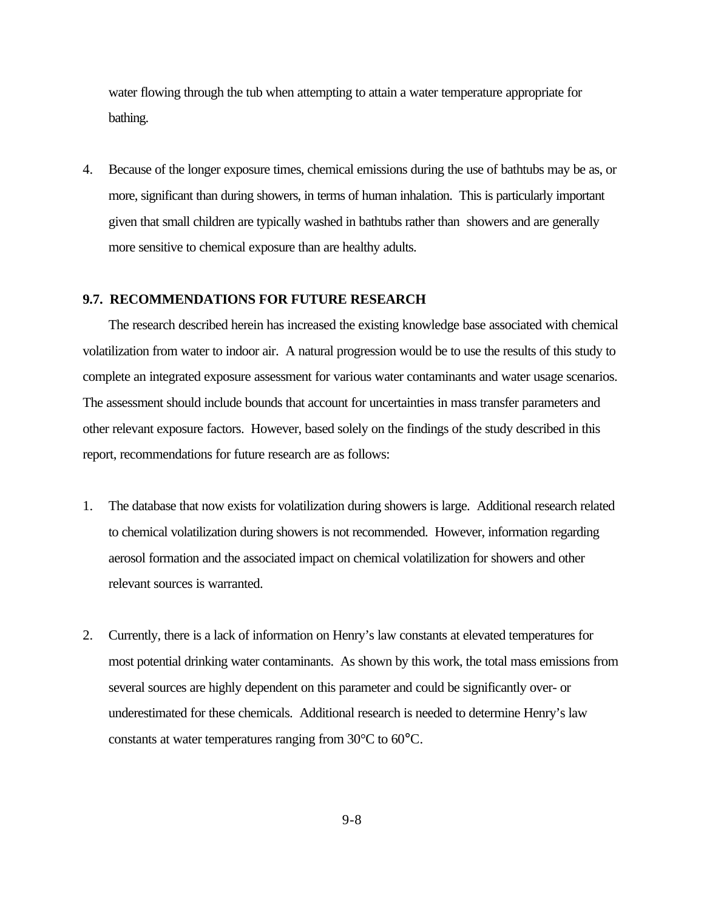water flowing through the tub when attempting to attain a water temperature appropriate for bathing.

4. Because of the longer exposure times, chemical emissions during the use of bathtubs may be as, or more, significant than during showers, in terms of human inhalation. This is particularly important given that small children are typically washed in bathtubs rather than showers and are generally more sensitive to chemical exposure than are healthy adults.

### 9.7. RECOMMENDATIONS FOR FUTURE RESEARCH

The research described herein has increased the existing knowledge base associated with chemical volatilization from water to indoor air. A natural progression would be to use the results of this study to complete an integrated exposure assessment for various water contaminants and water usage scenarios. The assessment should include bounds that account for uncertainties in mass transfer parameters and other relevant exposure factors. However, based solely on the findings of the study described in this report, recommendations for future research are as follows:

1. The database that now exists for volatilization during showers is large. Additional research related to chemical volatilization during showers is not recommended. However, information regarding aerosol formation and the associated impact on chemical volatilization for showers and other relevant sources is warranted.

2. Currently, there is a lack of information on Henry's law constants at elevated temperatures for most potential drinking water contaminants. As shown by this work, the total mass emissions from several sources are highly dependent on this parameter and could be significantly over- or underestimated for these chemicals. Additional research is needed to determine Henry's law constants at water temperatures ranging from 30°C to 60°C.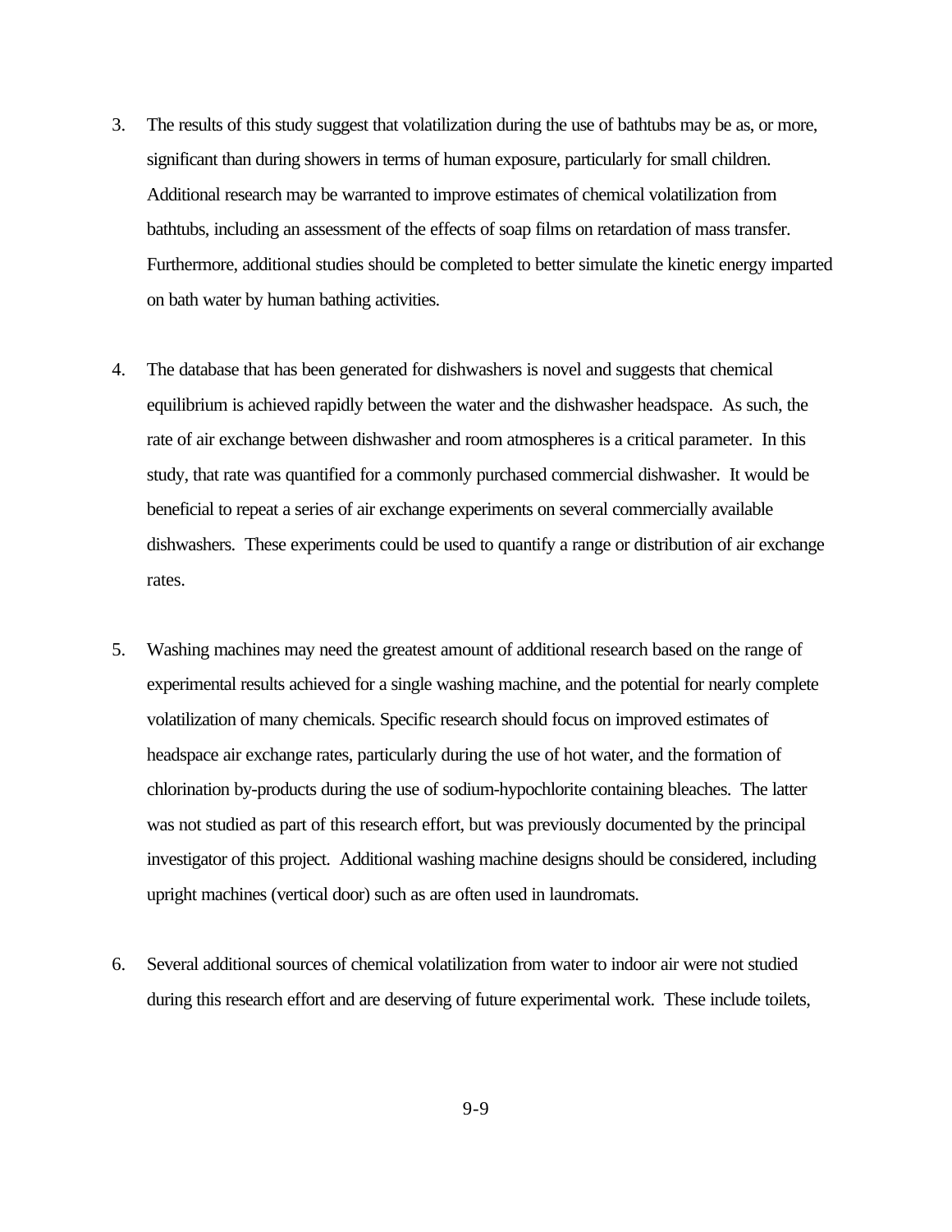3. The results of this study suggest that volatilization during the use of bathtubs may be as, or more, significant than during showers in terms of human exposure, particularly for small children. Additional research may be warranted to improve estimates of chemical volatilization from bathtubs, including an assessment of the effects of soap films on retardation of mass transfer. Furthermore, additional studies should be completed to better simulate the kinetic energy imparted on bath water by human bathing activities.

4. The database that has been generated for dishwashers is novel and suggests that chemical equilibrium is achieved rapidly between the water and the dishwasher headspace. As such, the rate of air exchange between dishwasher and room atmospheres is a critical parameter. In this study, that rate was quantified for a commonly purchased commercial dishwasher. It would be beneficial to repeat a series of air exchange experiments on several commercially available dishwashers. These experiments could be used to quantify a range or distribution of air exchange rates.

5. Washing machines may need the greatest amount of additional research based on the range of experimental results achieved for a single washing machine, and the potential for nearly complete volatilization of many chemicals. Specific research should focus on improved estimates of headspace air exchange rates, particularly during the use of hot water, and the formation of chlorination by-products during the use of sodium-hypochlorite containing bleaches. The latter was not studied as part of this research effort, but was previously documented by the principal investigator of this project. Additional washing machine designs should be considered, including upright machines (vertical door) such as are often used in laundromats.

6. Several additional sources of chemical volatilization from water to indoor air were not studied during this research effort and are deserving of future experimental work. These include toilets,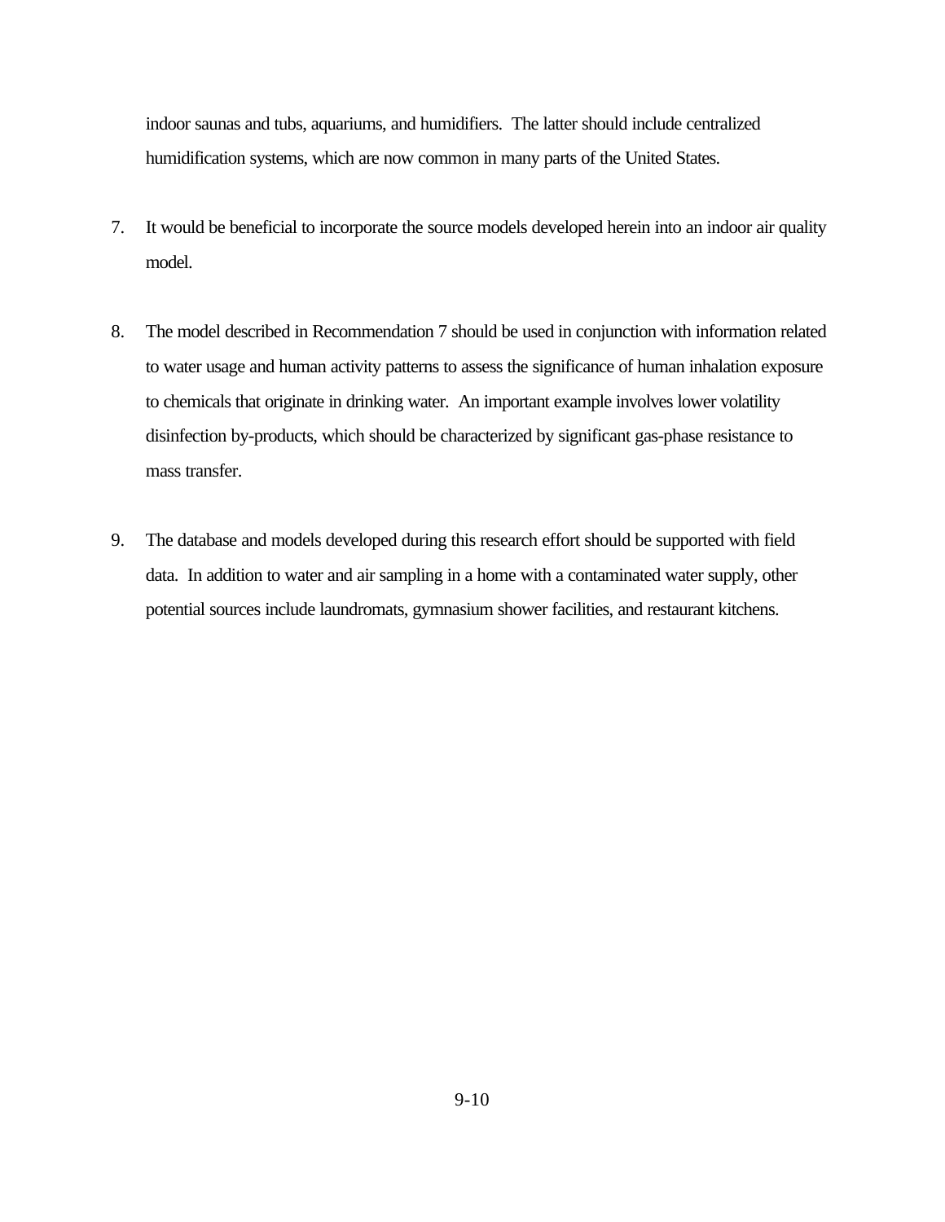indoor saunas and tubs, aquariums, and humidifiers. The latter should include centralized humidification systems, which are now common in many parts of the United States.

7. It would be beneficial to incorporate the source models developed herein into an indoor air quality model.

8. The model described in Recommendation 7 should be used in conjunction with information related to water usage and human activity patterns to assess the significance of human inhalation exposure to chemicals that originate in drinking water. An important example involves lower volatility disinfection by-products, which should be characterized by significant gas-phase resistance to mass transfer.

9. The database and models developed during this research effort should be supported with field data. In addition to water and air sampling in a home with a contaminated water supply, other potential sources include laundromats, gymnasium shower facilities, and restaurant kitchens.